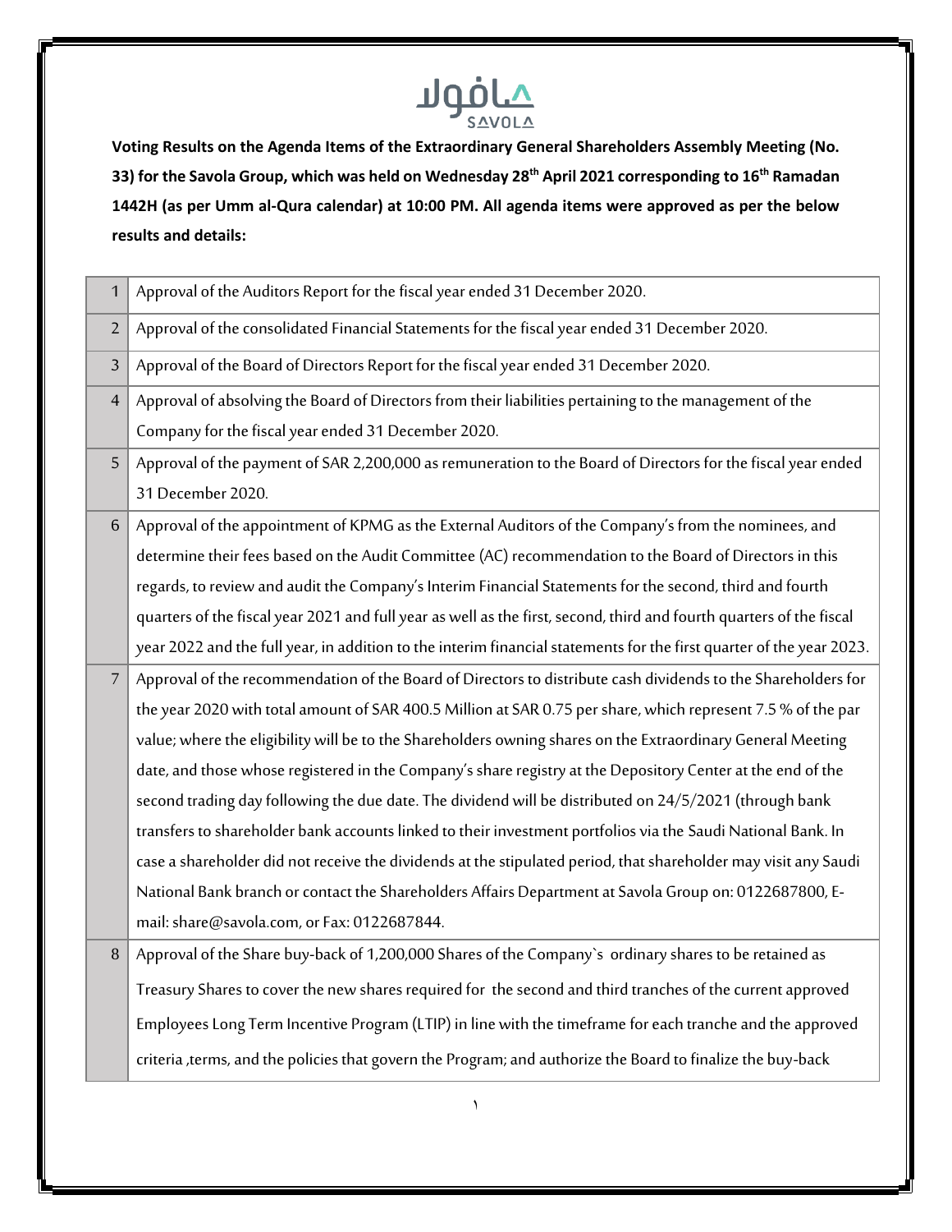**Voting Results on the Agenda Items of the Extraordinary General Shareholders Assembly Meeting (No. 33) for the Savola Group, which was held on Wednesday 28th April 2021 corresponding to 16th Ramadan 1442H (as per Umm al-Qura calendar) at 10:00 PM. All agenda items were approved as per the below results and details:**

| | |
|---|---|
| 1 | Approval of the Auditors Report for the fiscal year ended 31 December 2020. |
| 2 | Approval of the consolidated Financial Statements for the fiscal year ended 31 December 2020. |
| 3 | Approval of the Board of Directors Report for the fiscal year ended 31 December 2020. |
| 4 | Approval of absolving the Board of Directors from their liabilities pertaining to the management of the Company for the fiscal year ended 31 December 2020. |
| 5 | Approval of the payment of SAR 2,200,000 as remuneration to the Board of Directors for the fiscal year ended 31 December 2020. |
| 6 | Approval of the appointment of KPMG as the External Auditors of the Company's from the nominees, and determine their fees based on the Audit Committee (AC) recommendation to the Board of Directors in this regards, to review and audit the Company's Interim Financial Statements for the second, third and fourth quarters of the fiscal year 2021 and full year as well as the first, second, third and fourth quarters of the fiscal year 2022 and the full year, in addition to the interim financial statements for the first quarter of the year 2023. |
| 7 | Approval of the recommendation of the Board of Directors to distribute cash dividends to the Shareholders for the year 2020 with total amount of SAR 400.5 Million at SAR 0.75 per share, which represent 7.5 % of the par value; where the eligibility will be to the Shareholders owning shares on the Extraordinary General Meeting date, and those whose registered in the Company's share registry at the Depository Center at the end of the second trading day following the due date. The dividend will be distributed on 24/5/2021 (through bank transfers to shareholder bank accounts linked to their investment portfolios via the Saudi National Bank. In case a shareholder did not receive the dividends at the stipulated period, that shareholder may visit any Saudi National Bank branch or contact the Shareholders Affairs Department at Savola Group on: 0122687800, E-mail: share@savola.com, or Fax: 0122687844. |
| 8 | Approval of the Share buy-back of 1,200,000 Shares of the Company`s ordinary shares to be retained as Treasury Shares to cover the new shares required for the second and third tranches of the current approved Employees Long Term Incentive Program (LTIP) in line with the timeframe for each tranche and the approved criteria ,terms, and the policies that govern the Program; and authorize the Board to finalize the buy-back |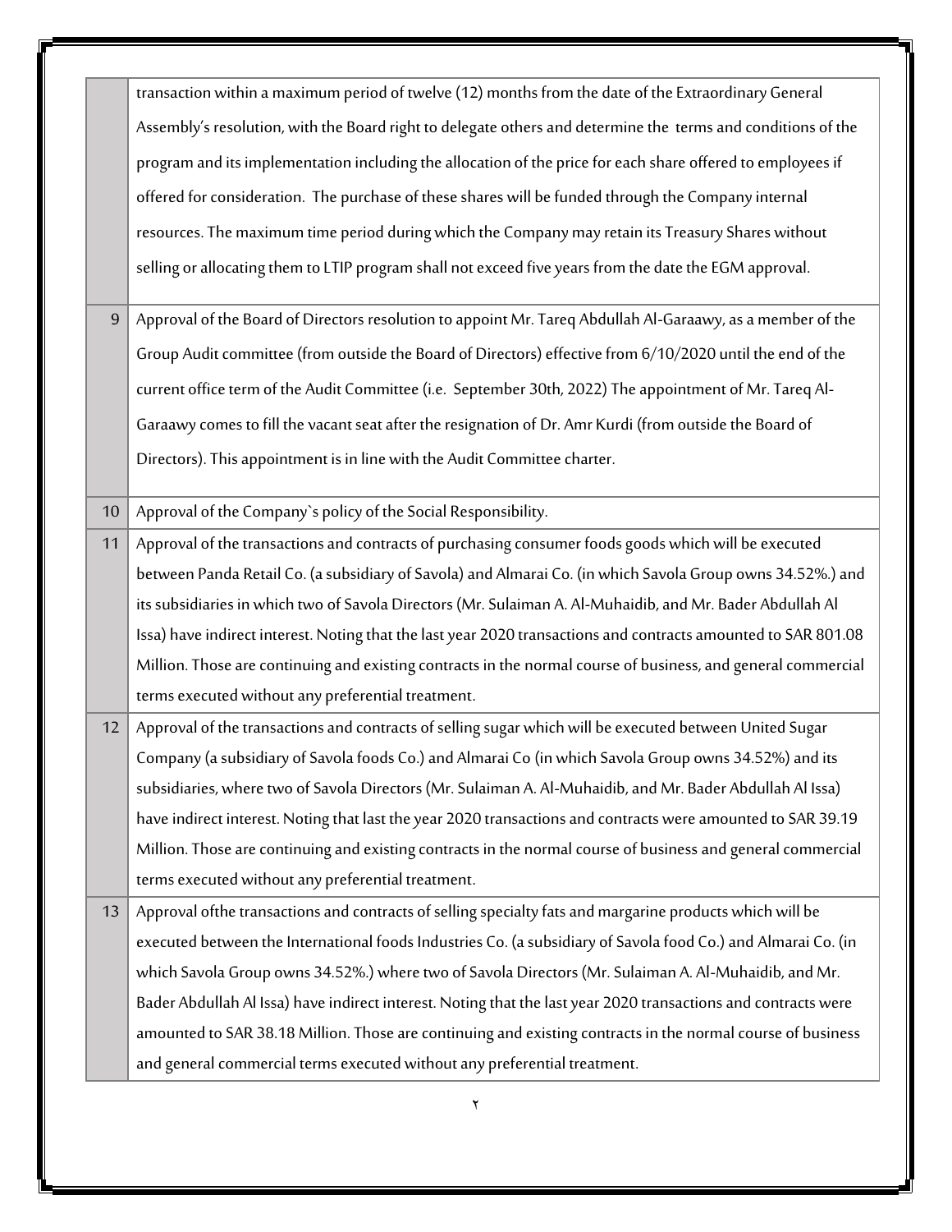| | |
|---|---|
| | transaction within a maximum period of twelve (12) months from the date of the Extraordinary General Assembly's resolution, with the Board right to delegate others and determine the terms and conditions of the program and its implementation including the allocation of the price for each share offered to employees if offered for consideration. The purchase of these shares will be funded through the Company internal resources. The maximum time period during which the Company may retain its Treasury Shares without selling or allocating them to LTIP program shall not exceed five years from the date the EGM approval. |
| 9 | Approval of the Board of Directors resolution to appoint Mr. Tareq Abdullah Al-Garaawy, as a member of the Group Audit committee (from outside the Board of Directors) effective from 6/10/2020 until the end of the current office term of the Audit Committee (i.e. September 30th, 2022) The appointment of Mr. Tareq Al-Garaawy comes to fill the vacant seat after the resignation of Dr. Amr Kurdi (from outside the Board of Directors). This appointment is in line with the Audit Committee charter. |
| 10 | Approval of the Company`s policy of the Social Responsibility. |
| 11 | Approval of the transactions and contracts of purchasing consumer foods goods which will be executed between Panda Retail Co. (a subsidiary of Savola) and Almarai Co. (in which Savola Group owns 34.52%.) and its subsidiaries in which two of Savola Directors (Mr. Sulaiman A. Al-Muhaidib, and Mr. Bader Abdullah Al Issa) have indirect interest. Noting that the last year 2020 transactions and contracts amounted to SAR 801.08 Million. Those are continuing and existing contracts in the normal course of business, and general commercial terms executed without any preferential treatment. |
| 12 | Approval of the transactions and contracts of selling sugar which will be executed between United Sugar Company (a subsidiary of Savola foods Co.) and Almarai Co (in which Savola Group owns 34.52%) and its subsidiaries, where two of Savola Directors (Mr. Sulaiman A. Al-Muhaidib, and Mr. Bader Abdullah Al Issa) have indirect interest. Noting that last the year 2020 transactions and contracts were amounted to SAR 39.19 Million. Those are continuing and existing contracts in the normal course of business and general commercial terms executed without any preferential treatment. |
| 13 | Approval ofthe transactions and contracts of selling specialty fats and margarine products which will be executed between the International foods Industries Co. (a subsidiary of Savola food Co.) and Almarai Co. (in which Savola Group owns 34.52%.) where two of Savola Directors (Mr. Sulaiman A. Al-Muhaidib, and Mr. Bader Abdullah Al Issa) have indirect interest. Noting that the last year 2020 transactions and contracts were amounted to SAR 38.18 Million. Those are continuing and existing contracts in the normal course of business and general commercial terms executed without any preferential treatment. |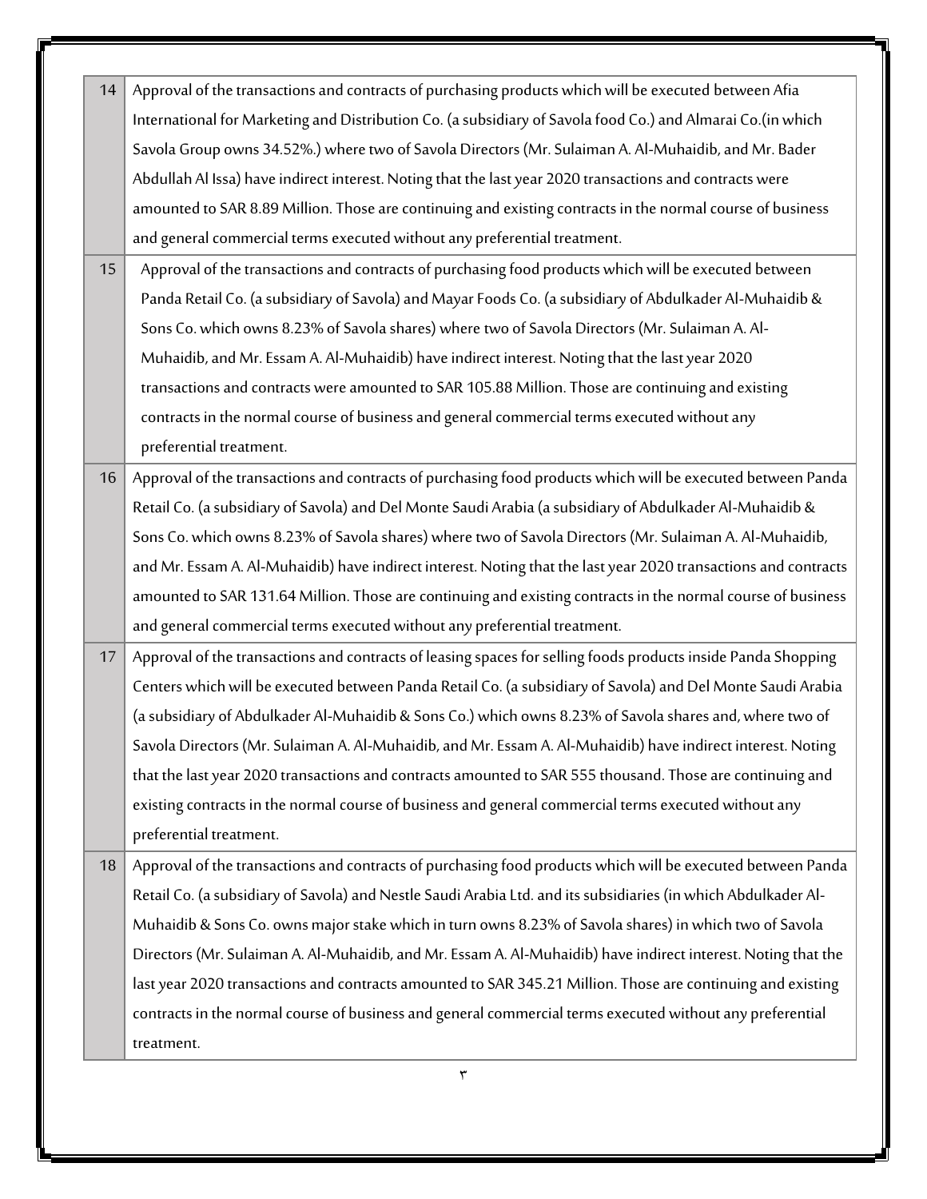| | |
|---|---|
| 14 | Approval of the transactions and contracts of purchasing products which will be executed between Afia International for Marketing and Distribution Co. (a subsidiary of Savola food Co.) and Almarai Co.(in which Savola Group owns 34.52%.) where two of Savola Directors (Mr. Sulaiman A. Al-Muhaidib, and Mr. Bader Abdullah Al Issa) have indirect interest. Noting that the last year 2020 transactions and contracts were amounted to SAR 8.89 Million. Those are continuing and existing contracts in the normal course of business and general commercial terms executed without any preferential treatment. |
| 15 | Approval of the transactions and contracts of purchasing food products which will be executed between Panda Retail Co. (a subsidiary of Savola) and Mayar Foods Co. (a subsidiary of Abdulkader Al-Muhaidib & Sons Co. which owns 8.23% of Savola shares) where two of Savola Directors (Mr. Sulaiman A. Al-Muhaidib, and Mr. Essam A. Al-Muhaidib) have indirect interest. Noting that the last year 2020 transactions and contracts were amounted to SAR 105.88 Million. Those are continuing and existing contracts in the normal course of business and general commercial terms executed without any preferential treatment. |
| 16 | Approval of the transactions and contracts of purchasing food products which will be executed between Panda Retail Co. (a subsidiary of Savola) and Del Monte Saudi Arabia (a subsidiary of Abdulkader Al-Muhaidib & Sons Co. which owns 8.23% of Savola shares) where two of Savola Directors (Mr. Sulaiman A. Al-Muhaidib, and Mr. Essam A. Al-Muhaidib) have indirect interest. Noting that the last year 2020 transactions and contracts amounted to SAR 131.64 Million. Those are continuing and existing contracts in the normal course of business and general commercial terms executed without any preferential treatment. |
| 17 | Approval of the transactions and contracts of leasing spaces for selling foods products inside Panda Shopping Centers which will be executed between Panda Retail Co. (a subsidiary of Savola) and Del Monte Saudi Arabia (a subsidiary of Abdulkader Al-Muhaidib & Sons Co.) which owns 8.23% of Savola shares and, where two of Savola Directors (Mr. Sulaiman A. Al-Muhaidib, and Mr. Essam A. Al-Muhaidib) have indirect interest. Noting that the last year 2020 transactions and contracts amounted to SAR 555 thousand. Those are continuing and existing contracts in the normal course of business and general commercial terms executed without any preferential treatment. |
| 18 | Approval of the transactions and contracts of purchasing food products which will be executed between Panda Retail Co. (a subsidiary of Savola) and Nestle Saudi Arabia Ltd. and its subsidiaries (in which Abdulkader Al-Muhaidib & Sons Co. owns major stake which in turn owns 8.23% of Savola shares) in which two of Savola Directors (Mr. Sulaiman A. Al-Muhaidib, and Mr. Essam A. Al-Muhaidib) have indirect interest. Noting that the last year 2020 transactions and contracts amounted to SAR 345.21 Million. Those are continuing and existing contracts in the normal course of business and general commercial terms executed without any preferential treatment. |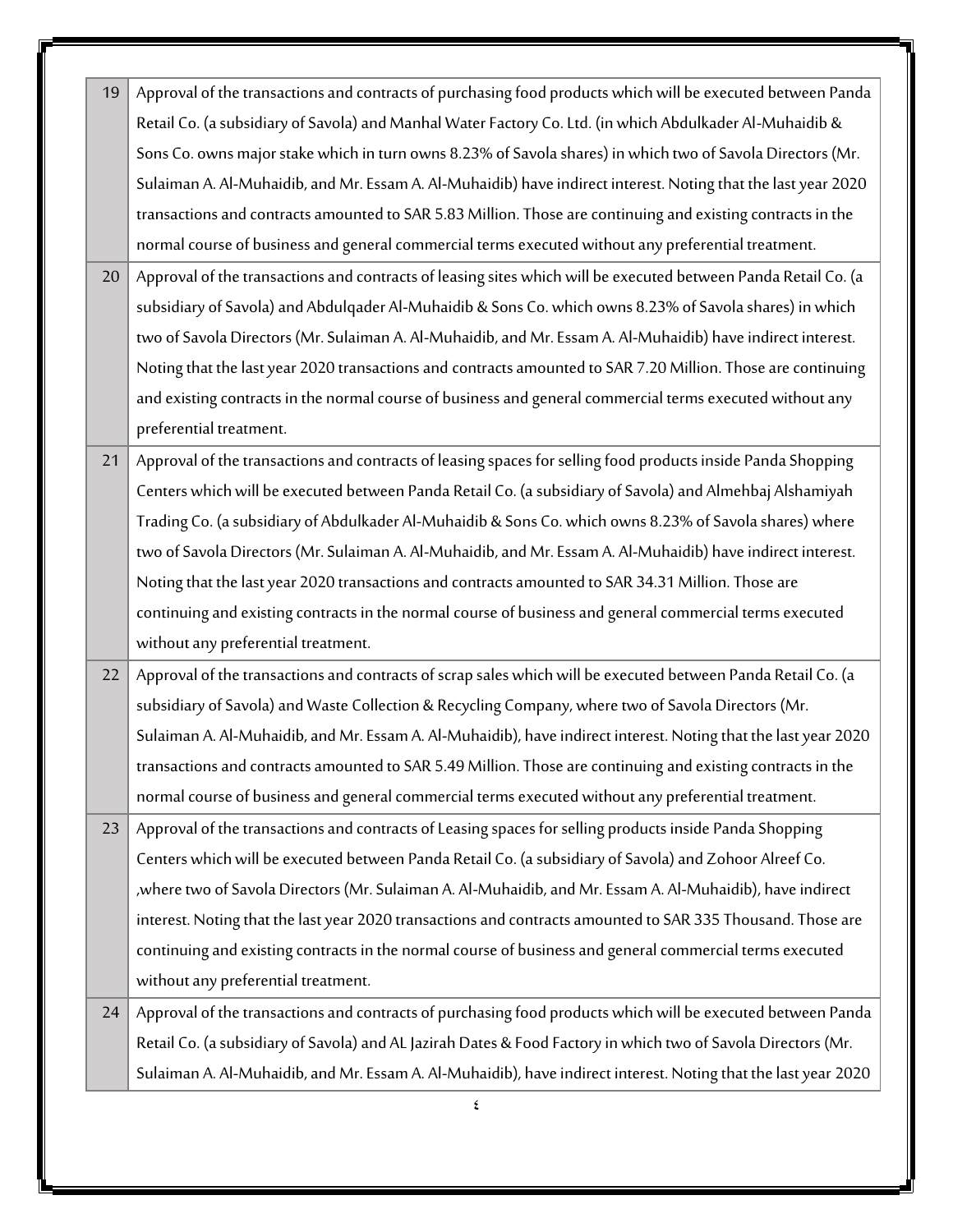| | |
|---|---|
| 19 | Approval of the transactions and contracts of purchasing food products which will be executed between Panda Retail Co. (a subsidiary of Savola) and Manhal Water Factory Co. Ltd. (in which Abdulkader Al-Muhaidib & Sons Co. owns major stake which in turn owns 8.23% of Savola shares) in which two of Savola Directors (Mr. Sulaiman A. Al-Muhaidib, and Mr. Essam A. Al-Muhaidib) have indirect interest. Noting that the last year 2020 transactions and contracts amounted to SAR 5.83 Million. Those are continuing and existing contracts in the normal course of business and general commercial terms executed without any preferential treatment. |
| 20 | Approval of the transactions and contracts of leasing sites which will be executed between Panda Retail Co. (a subsidiary of Savola) and Abdulqader Al-Muhaidib & Sons Co. which owns 8.23% of Savola shares) in which two of Savola Directors (Mr. Sulaiman A. Al-Muhaidib, and Mr. Essam A. Al-Muhaidib) have indirect interest. Noting that the last year 2020 transactions and contracts amounted to SAR 7.20 Million. Those are continuing and existing contracts in the normal course of business and general commercial terms executed without any preferential treatment. |
| 21 | Approval of the transactions and contracts of leasing spaces for selling food products inside Panda Shopping Centers which will be executed between Panda Retail Co. (a subsidiary of Savola) and Almehbaj Alshamiyah Trading Co. (a subsidiary of Abdulkader Al-Muhaidib & Sons Co. which owns 8.23% of Savola shares) where two of Savola Directors (Mr. Sulaiman A. Al-Muhaidib, and Mr. Essam A. Al-Muhaidib) have indirect interest. Noting that the last year 2020 transactions and contracts amounted to SAR 34.31 Million. Those are continuing and existing contracts in the normal course of business and general commercial terms executed without any preferential treatment. |
| 22 | Approval of the transactions and contracts of scrap sales which will be executed between Panda Retail Co. (a subsidiary of Savola) and Waste Collection & Recycling Company, where two of Savola Directors (Mr. Sulaiman A. Al-Muhaidib, and Mr. Essam A. Al-Muhaidib), have indirect interest. Noting that the last year 2020 transactions and contracts amounted to SAR 5.49 Million. Those are continuing and existing contracts in the normal course of business and general commercial terms executed without any preferential treatment. |
| 23 | Approval of the transactions and contracts of Leasing spaces for selling products inside Panda Shopping Centers which will be executed between Panda Retail Co. (a subsidiary of Savola) and Zohoor Alreef Co. ,where two of Savola Directors (Mr. Sulaiman A. Al-Muhaidib, and Mr. Essam A. Al-Muhaidib), have indirect interest. Noting that the last year 2020 transactions and contracts amounted to SAR 335 Thousand. Those are continuing and existing contracts in the normal course of business and general commercial terms executed without any preferential treatment. |
| 24 | Approval of the transactions and contracts of purchasing food products which will be executed between Panda Retail Co. (a subsidiary of Savola) and AL Jazirah Dates & Food Factory in which two of Savola Directors (Mr. Sulaiman A. Al-Muhaidib, and Mr. Essam A. Al-Muhaidib), have indirect interest. Noting that the last year 2020 |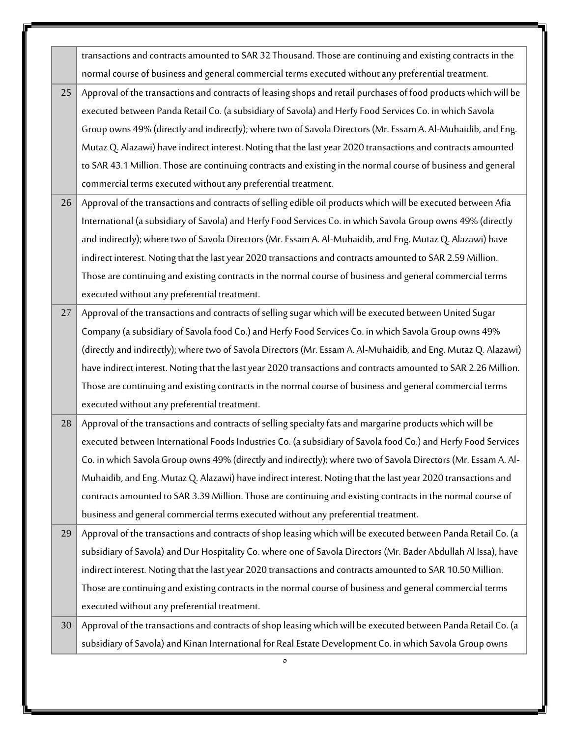| | |
|---|---|
| | transactions and contracts amounted to SAR 32 Thousand. Those are continuing and existing contracts in the normal course of business and general commercial terms executed without any preferential treatment. |
| 25 | Approval of the transactions and contracts of leasing shops and retail purchases of food products which will be executed between Panda Retail Co. (a subsidiary of Savola) and Herfy Food Services Co. in which Savola Group owns 49% (directly and indirectly); where two of Savola Directors (Mr. Essam A. Al-Muhaidib, and Eng. Mutaz Q. Alazawi) have indirect interest. Noting that the last year 2020 transactions and contracts amounted to SAR 43.1 Million. Those are continuing contracts and existing in the normal course of business and general commercial terms executed without any preferential treatment. |
| 26 | Approval of the transactions and contracts of selling edible oil products which will be executed between Afia International (a subsidiary of Savola) and Herfy Food Services Co. in which Savola Group owns 49% (directly and indirectly); where two of Savola Directors (Mr. Essam A. Al-Muhaidib, and Eng. Mutaz Q. Alazawi) have indirect interest. Noting that the last year 2020 transactions and contracts amounted to SAR 2.59 Million. Those are continuing and existing contracts in the normal course of business and general commercial terms executed without any preferential treatment. |
| 27 | Approval of the transactions and contracts of selling sugar which will be executed between United Sugar Company (a subsidiary of Savola food Co.) and Herfy Food Services Co. in which Savola Group owns 49% (directly and indirectly); where two of Savola Directors (Mr. Essam A. Al-Muhaidib, and Eng. Mutaz Q. Alazawi) have indirect interest. Noting that the last year 2020 transactions and contracts amounted to SAR 2.26 Million. Those are continuing and existing contracts in the normal course of business and general commercial terms executed without any preferential treatment. |
| 28 | Approval of the transactions and contracts of selling specialty fats and margarine products which will be executed between International Foods Industries Co. (a subsidiary of Savola food Co.) and Herfy Food Services Co. in which Savola Group owns 49% (directly and indirectly); where two of Savola Directors (Mr. Essam A. Al-Muhaidib, and Eng. Mutaz Q. Alazawi) have indirect interest. Noting that the last year 2020 transactions and contracts amounted to SAR 3.39 Million. Those are continuing and existing contracts in the normal course of business and general commercial terms executed without any preferential treatment. |
| 29 | Approval of the transactions and contracts of shop leasing which will be executed between Panda Retail Co. (a subsidiary of Savola) and Dur Hospitality Co. where one of Savola Directors (Mr. Bader Abdullah Al Issa), have indirect interest. Noting that the last year 2020 transactions and contracts amounted to SAR 10.50 Million. Those are continuing and existing contracts in the normal course of business and general commercial terms executed without any preferential treatment. |
| 30 | Approval of the transactions and contracts of shop leasing which will be executed between Panda Retail Co. (a subsidiary of Savola) and Kinan International for Real Estate Development Co. in which Savola Group owns |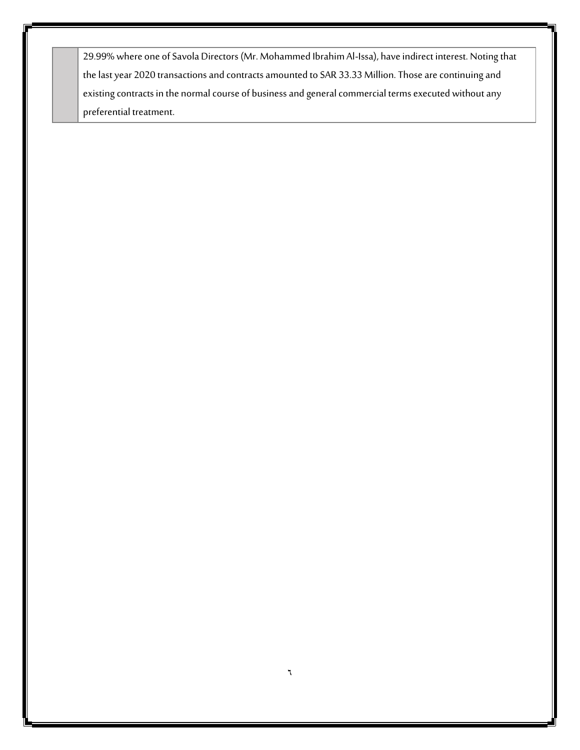| | |
|---|---|
| | 29.99% where one of Savola Directors (Mr. Mohammed Ibrahim Al-Issa), have indirect interest. Noting that the last year 2020 transactions and contracts amounted to SAR 33.33 Million. Those are continuing and existing contracts in the normal course of business and general commercial terms executed without any preferential treatment. |